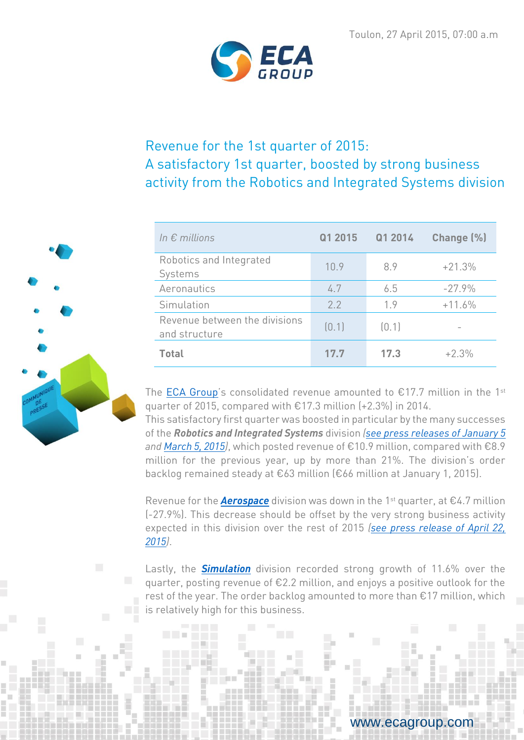Toulon, 27 April 2015, 07:00 a.m

# Revenue for the 1st quarter of 2015: A satisfactory 1st quarter, boosted by strong business activity from the Robotics and Integrated Systems division

| *In € millions* | Q1 2015 | Q1 2014 | Change (%) |
|---|---|---|---|
| Robotics and Integrated Systems | 10.9 | 8.9 | +21.3% |
| Aeronautics | 4.7 | 6.5 | -27.9% |
| Simulation | 2.2 | 1.9 | +11.6% |
| Revenue between the divisions and structure | (0.1) | (0.1) | - |
| **Total** | **17.7** | **17.3** | +2.3% |

The ECA Group's consolidated revenue amounted to €17.7 million in the 1st quarter of 2015, compared with €17.3 million (+2.3%) in 2014.
This satisfactory first quarter was boosted in particular by the many successes of the ***Robotics and Integrated Systems*** division *(see press releases of January 5 and March 5, 2015)*, which posted revenue of €10.9 million, compared with €8.9 million for the previous year, up by more than 21%. The division's order backlog remained steady at €63 million (€66 million at January 1, 2015).

Revenue for the ***Aerospace*** division was down in the 1st quarter, at €4.7 million (-27.9%). This decrease should be offset by the very strong business activity expected in this division over the rest of 2015 *(see press release of April 22, 2015)*.

Lastly, the ***Simulation*** division recorded strong growth of 11.6% over the quarter, posting revenue of €2.2 million, and enjoys a positive outlook for the rest of the year. The order backlog amounted to more than €17 million, which is relatively high for this business.

www.ecagroup.com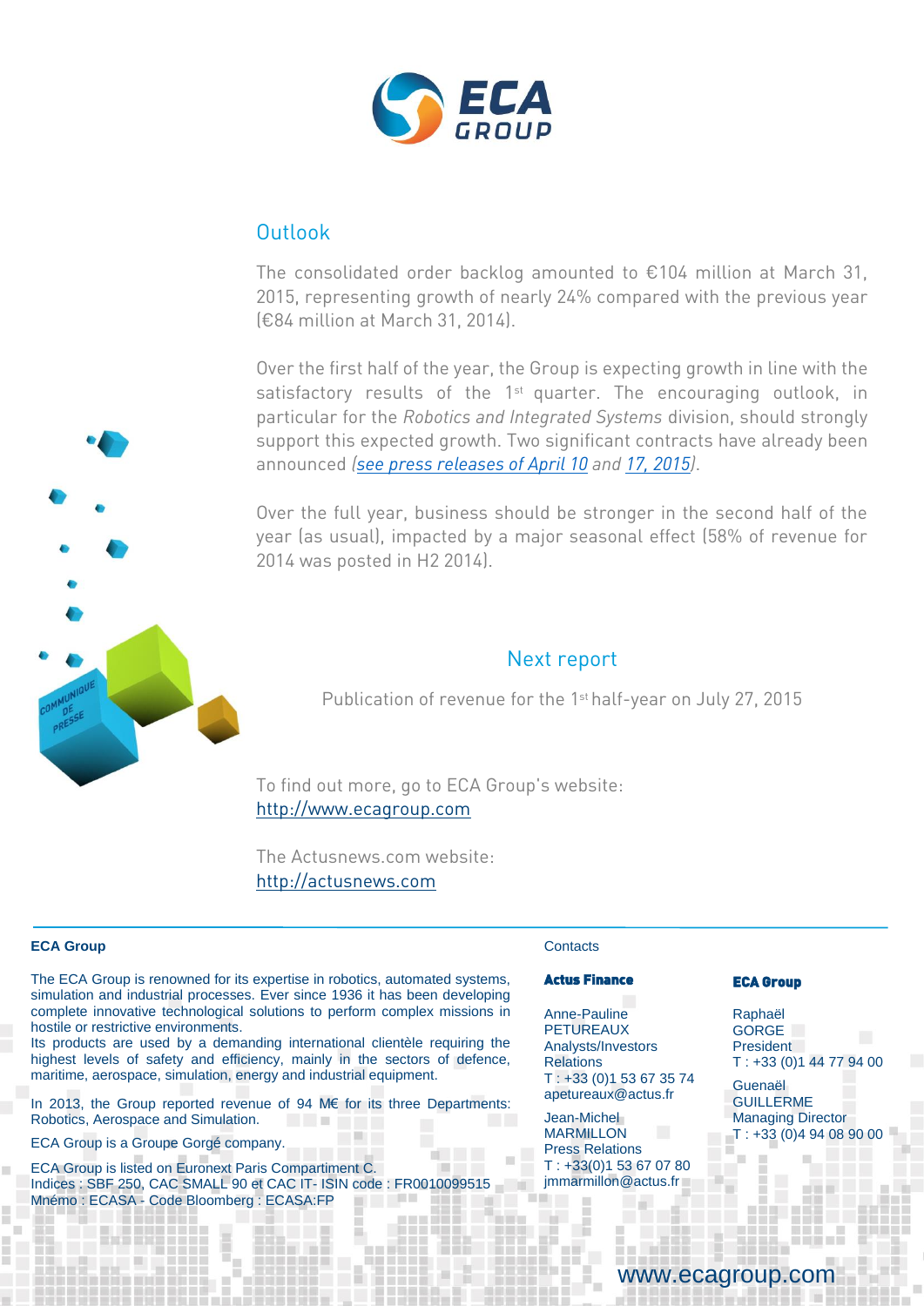## Outlook

The consolidated order backlog amounted to €104 million at March 31, 2015, representing growth of nearly 24% compared with the previous year (€84 million at March 31, 2014).

Over the first half of the year, the Group is expecting growth in line with the satisfactory results of the 1st quarter. The encouraging outlook, in particular for the *Robotics and Integrated Systems* division, should strongly support this expected growth. Two significant contracts have already been announced *(see press releases of April 10 and 17, 2015)*.

Over the full year, business should be stronger in the second half of the year (as usual), impacted by a major seasonal effect (58% of revenue for 2014 was posted in H2 2014).

## Next report

Publication of revenue for the 1st half-year on July 27, 2015

To find out more, go to ECA Group's website: http://www.ecagroup.com

The Actusnews.com website: http://actusnews.com

---

**ECA Group**

The ECA Group is renowned for its expertise in robotics, automated systems, simulation and industrial processes. Ever since 1936 it has been developing complete innovative technological solutions to perform complex missions in hostile or restrictive environments.
Its products are used by a demanding international clientèle requiring the highest levels of safety and efficiency, mainly in the sectors of defence, maritime, aerospace, simulation, energy and industrial equipment.

In 2013, the Group reported revenue of 94 M€ for its three Departments: Robotics, Aerospace and Simulation.

ECA Group is a Groupe Gorgé company.

ECA Group is listed on Euronext Paris Compartiment C.
Indices : SBF 250, CAC SMALL 90 et CAC IT- ISIN code : FR0010099515
Mnémo : ECASA - Code Bloomberg : ECASA:FP

Contacts

**Actus Finance**

Anne-Pauline PETUREAUX
Analysts/Investors Relations
T : +33 (0)1 53 67 35 74
apetureaux@actus.fr

Jean-Michel MARMILLON
Press Relations
T : +33(0)1 53 67 07 80
jmmarmillon@actus.fr

**ECA Group**

Raphaël GORGE
President
T : +33 (0)1 44 77 94 00

Guenaël GUILLERME
Managing Director
T : +33 (0)4 94 08 90 00

www.ecagroup.com